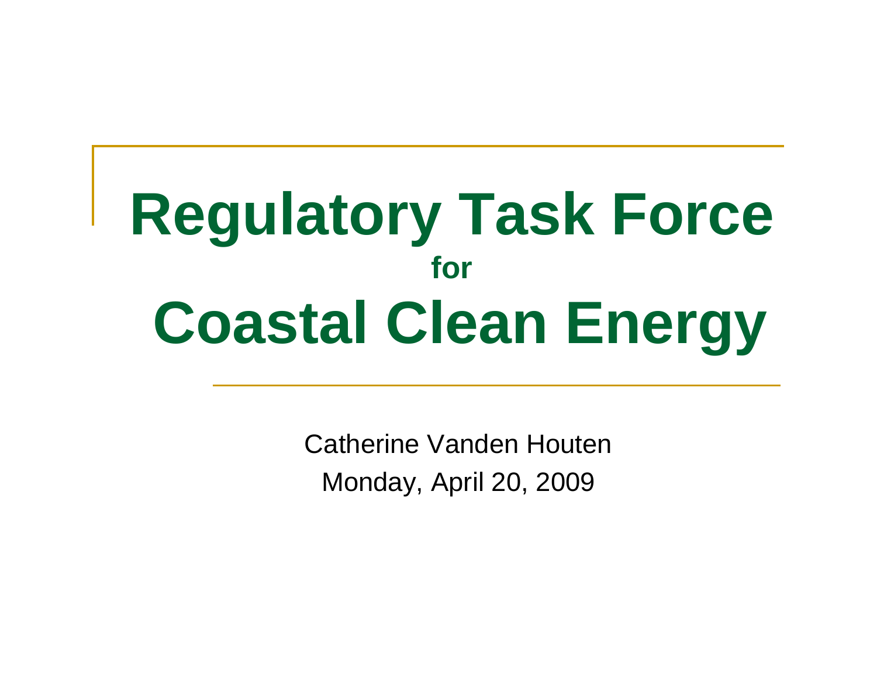# Regulatory Task Force
**for**
# Coastal Clean Energy

Catherine Vanden Houten

Monday, April 20, 2009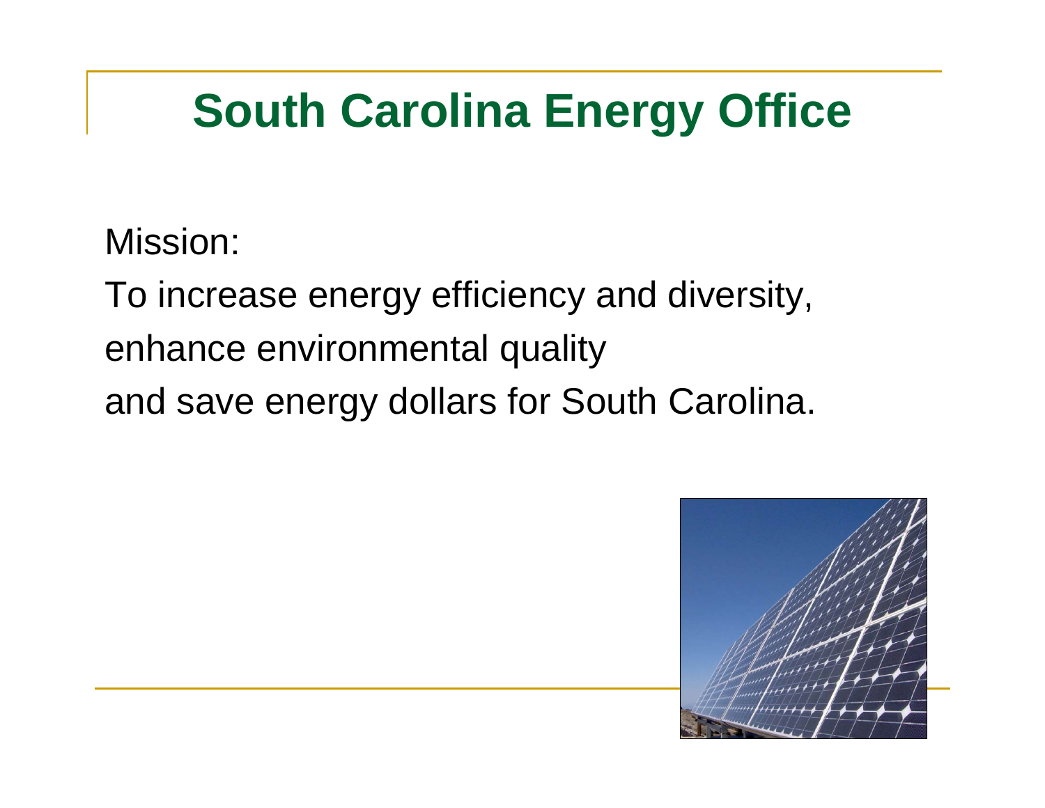# South Carolina Energy Office

Mission:

To increase energy efficiency and diversity,
enhance environmental quality
and save energy dollars for South Carolina.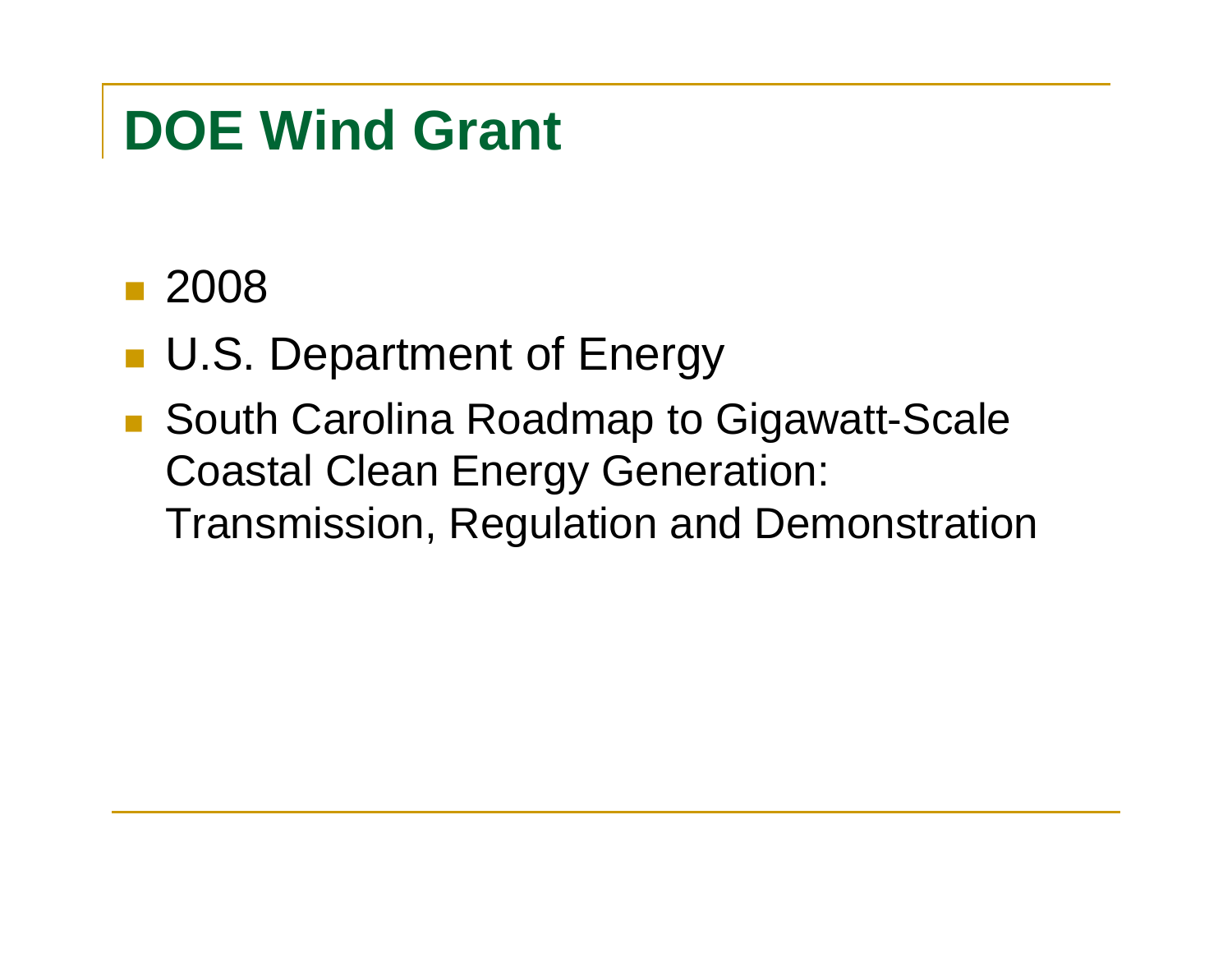# DOE Wind Grant

- 2008
- U.S. Department of Energy
- South Carolina Roadmap to Gigawatt-Scale Coastal Clean Energy Generation: Transmission, Regulation and Demonstration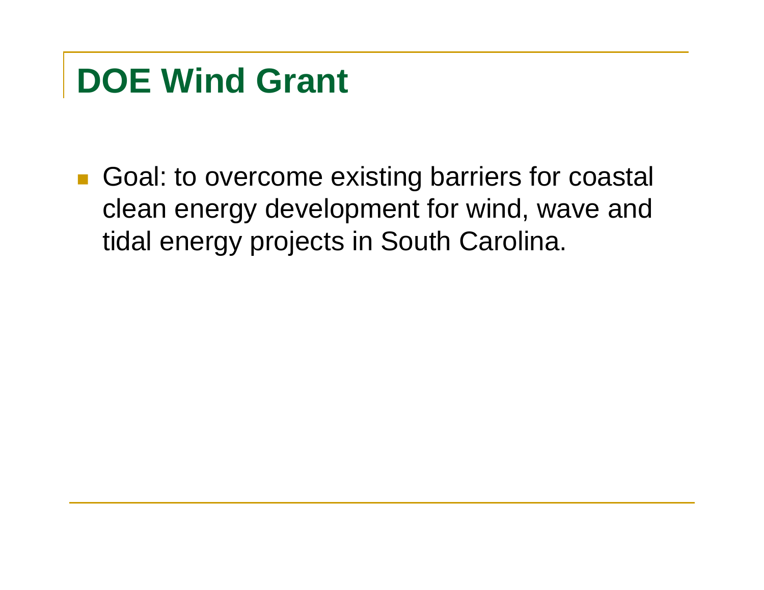# DOE Wind Grant

- Goal: to overcome existing barriers for coastal clean energy development for wind, wave and tidal energy projects in South Carolina.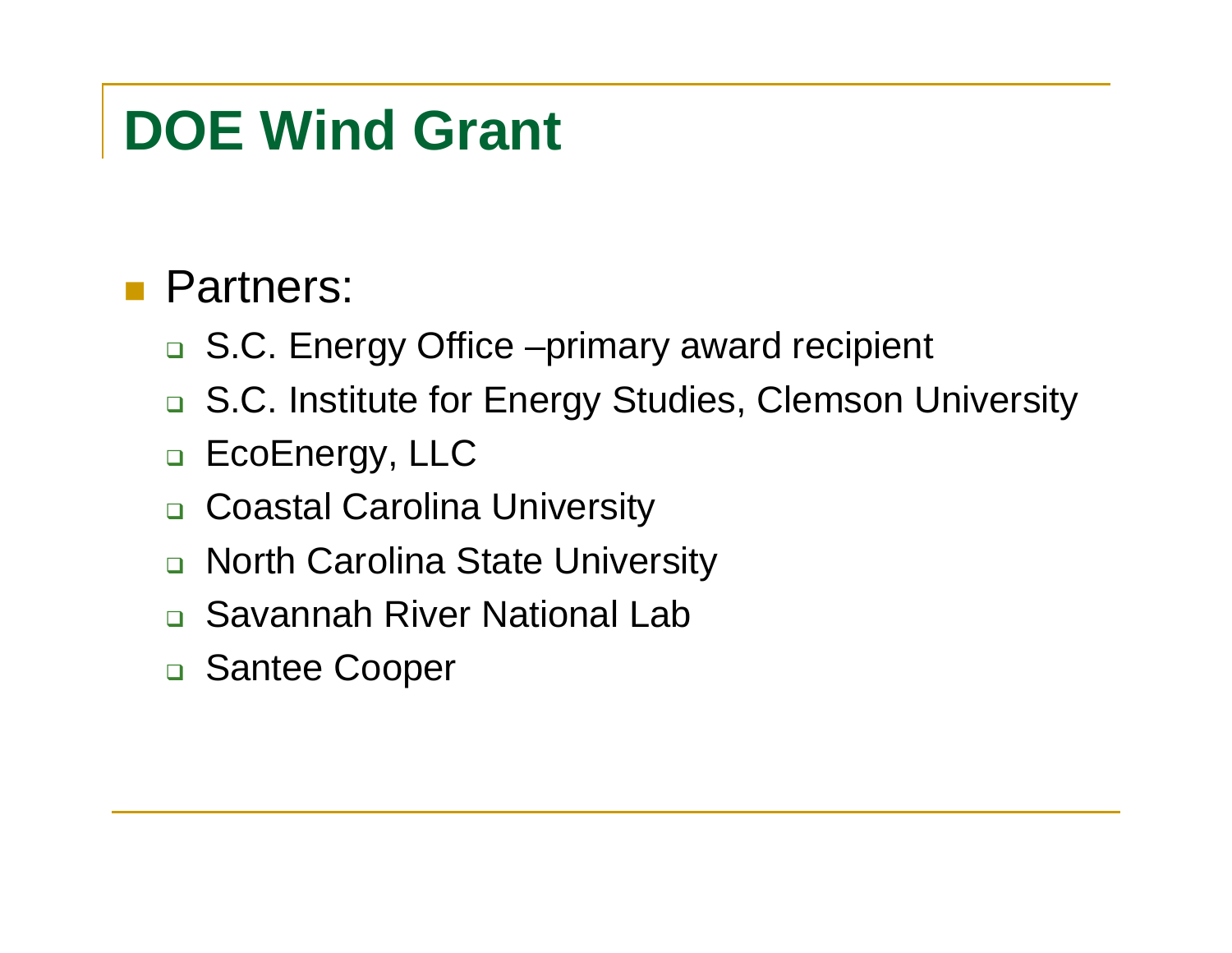# DOE Wind Grant

- Partners:
  - S.C. Energy Office –primary award recipient
  - S.C. Institute for Energy Studies, Clemson University
  - EcoEnergy, LLC
  - Coastal Carolina University
  - North Carolina State University
  - Savannah River National Lab
  - Santee Cooper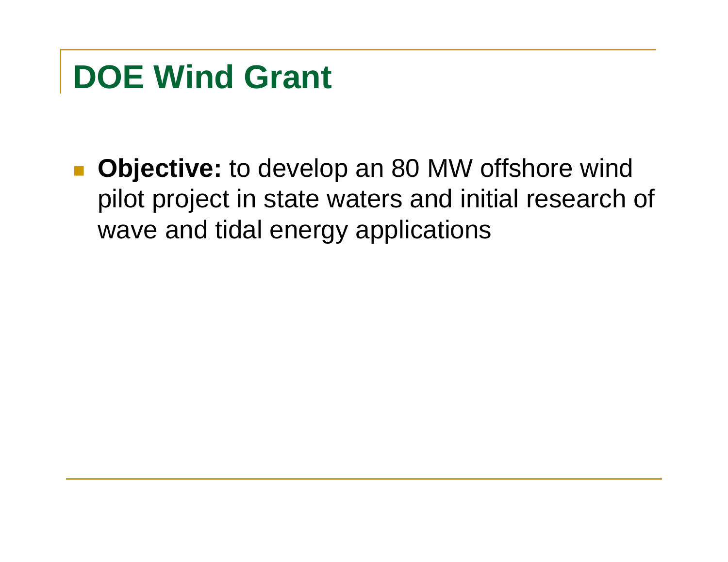# DOE Wind Grant

- **Objective:** to develop an 80 MW offshore wind pilot project in state waters and initial research of wave and tidal energy applications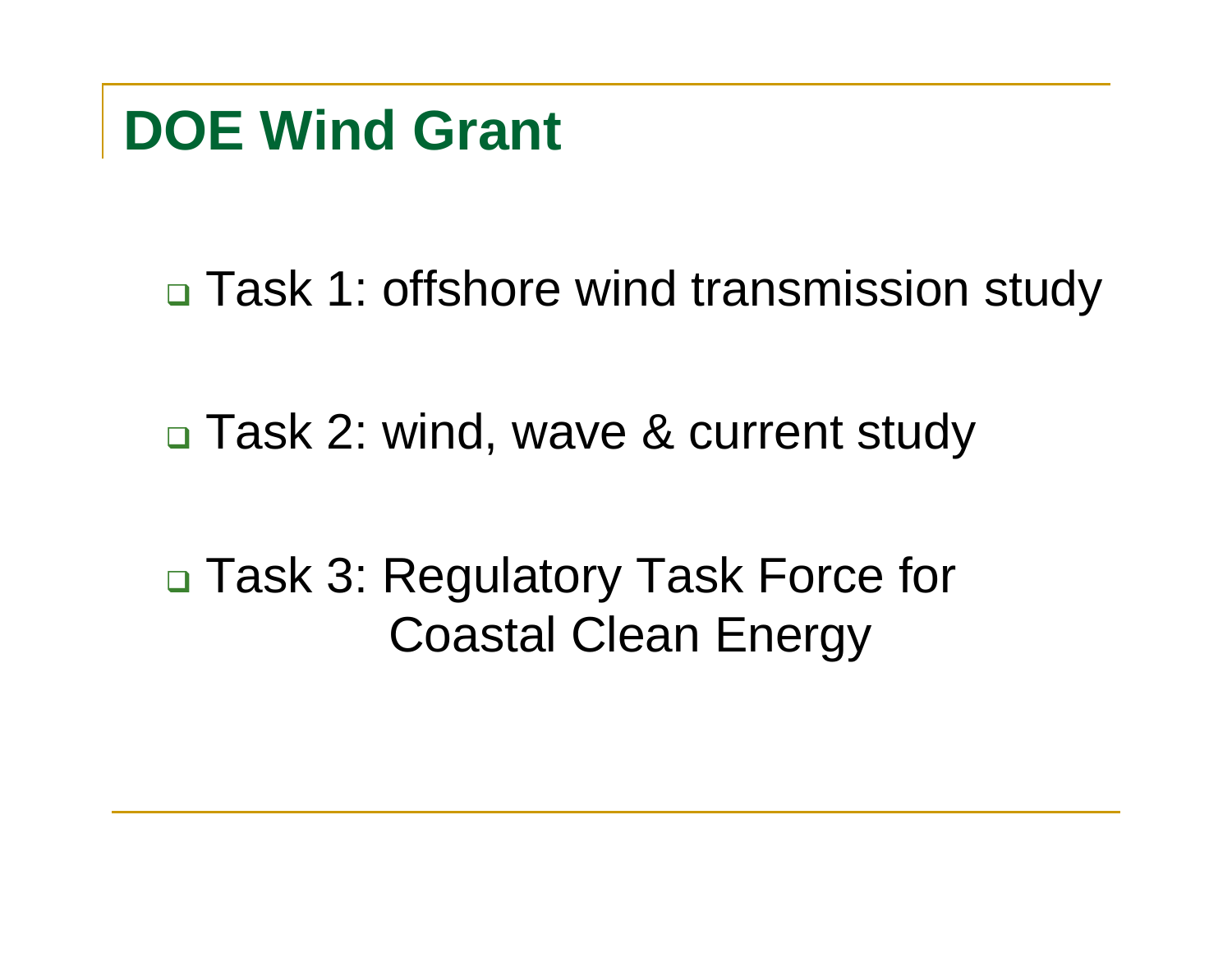# DOE Wind Grant

- Task 1: offshore wind transmission study
- Task 2: wind, wave & current study
- Task 3: Regulatory Task Force for Coastal Clean Energy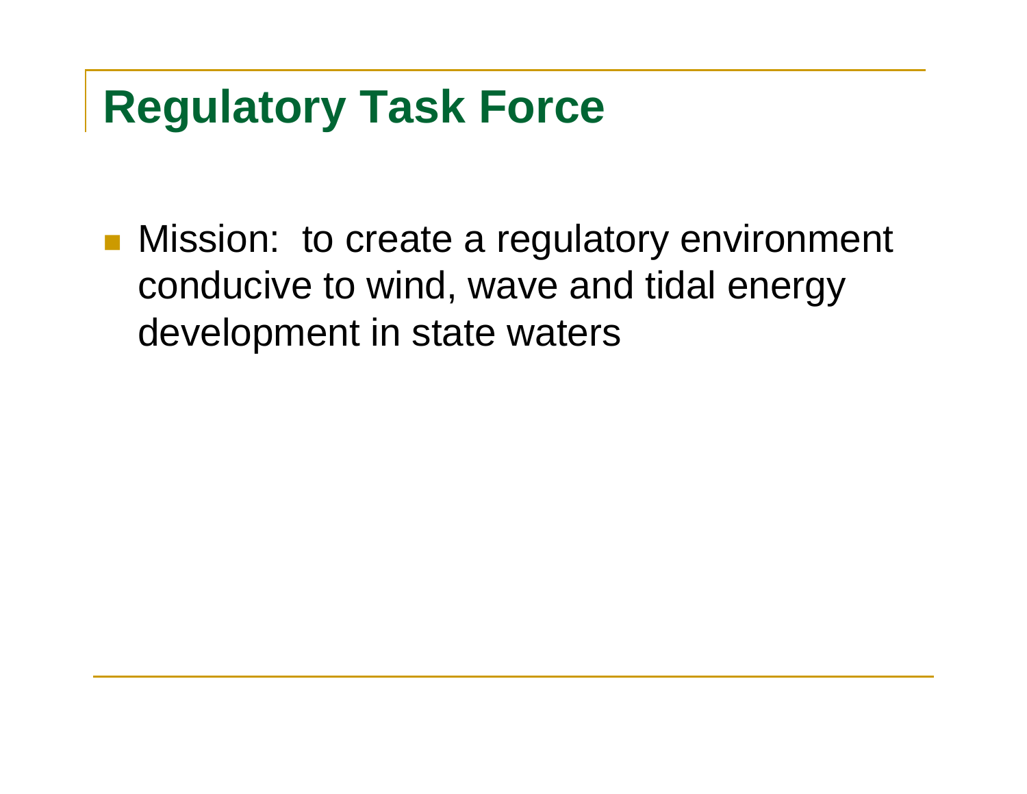# Regulatory Task Force

- Mission: to create a regulatory environment conducive to wind, wave and tidal energy development in state waters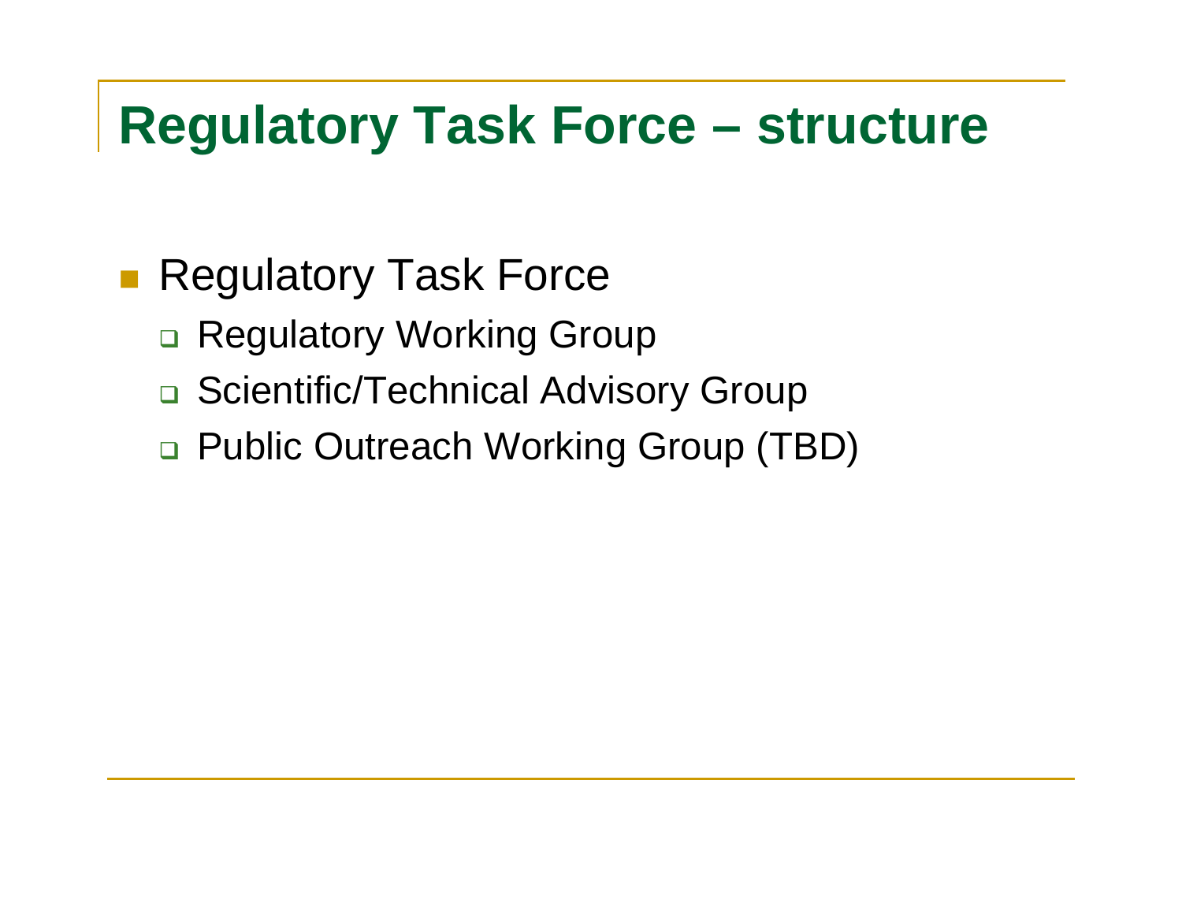# Regulatory Task Force – structure

- Regulatory Task Force
  - Regulatory Working Group
  - Scientific/Technical Advisory Group
  - Public Outreach Working Group (TBD)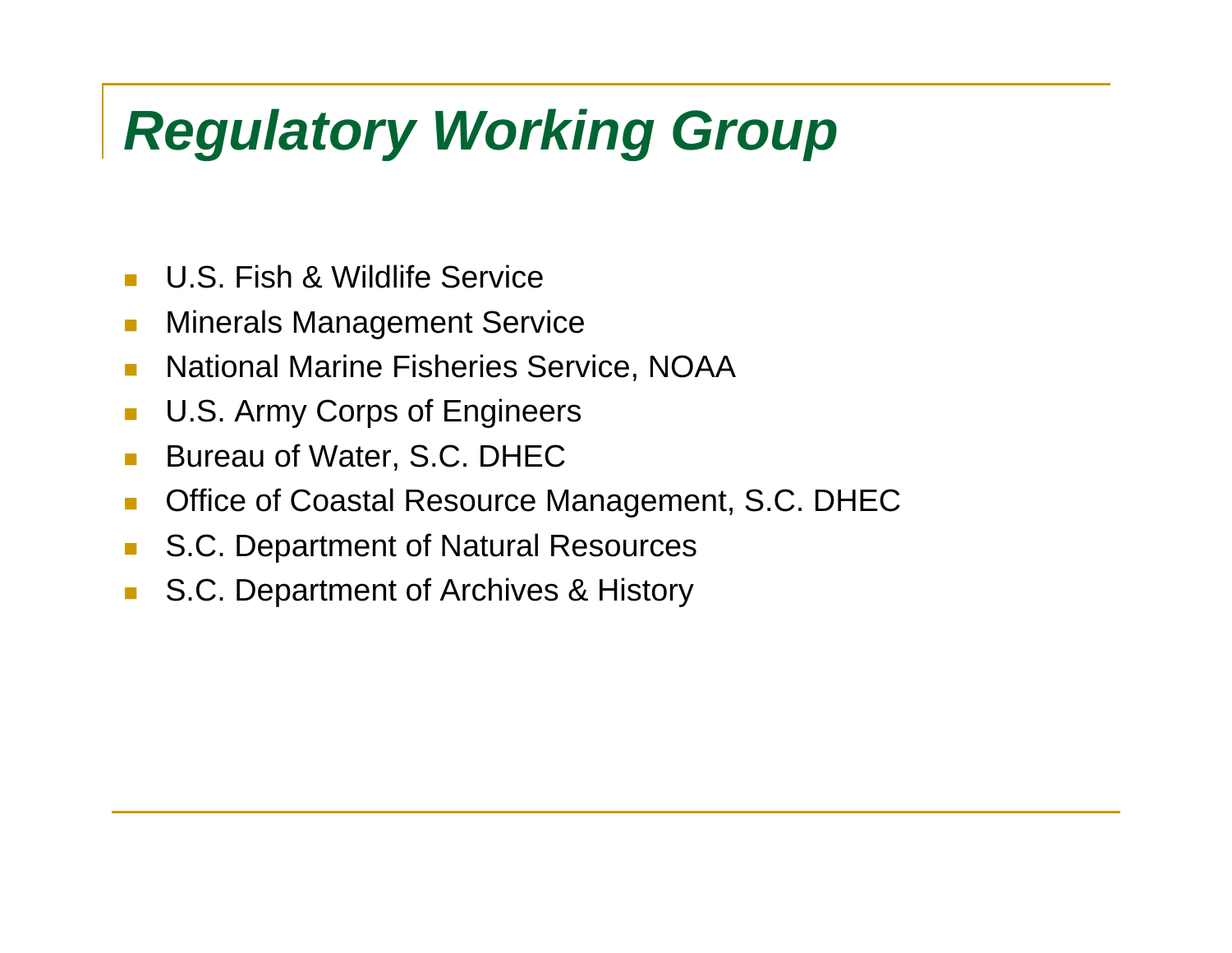# *Regulatory Working Group*

- U.S. Fish & Wildlife Service
- Minerals Management Service
- National Marine Fisheries Service, NOAA
- U.S. Army Corps of Engineers
- Bureau of Water, S.C. DHEC
- Office of Coastal Resource Management, S.C. DHEC
- S.C. Department of Natural Resources
- S.C. Department of Archives & History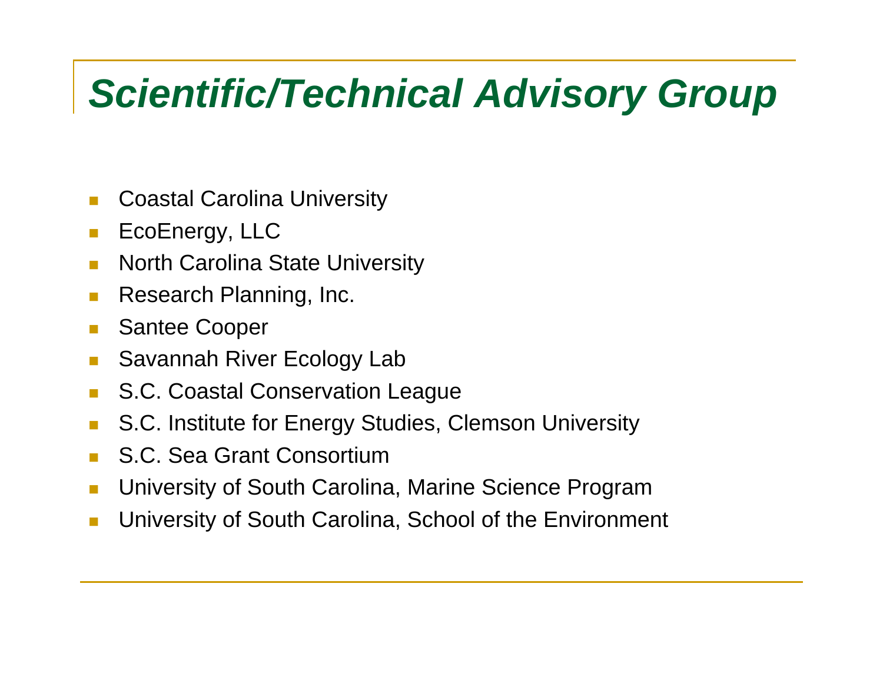# *Scientific/Technical Advisory Group*

- Coastal Carolina University
- EcoEnergy, LLC
- North Carolina State University
- Research Planning, Inc.
- Santee Cooper
- Savannah River Ecology Lab
- S.C. Coastal Conservation League
- S.C. Institute for Energy Studies, Clemson University
- S.C. Sea Grant Consortium
- University of South Carolina, Marine Science Program
- University of South Carolina, School of the Environment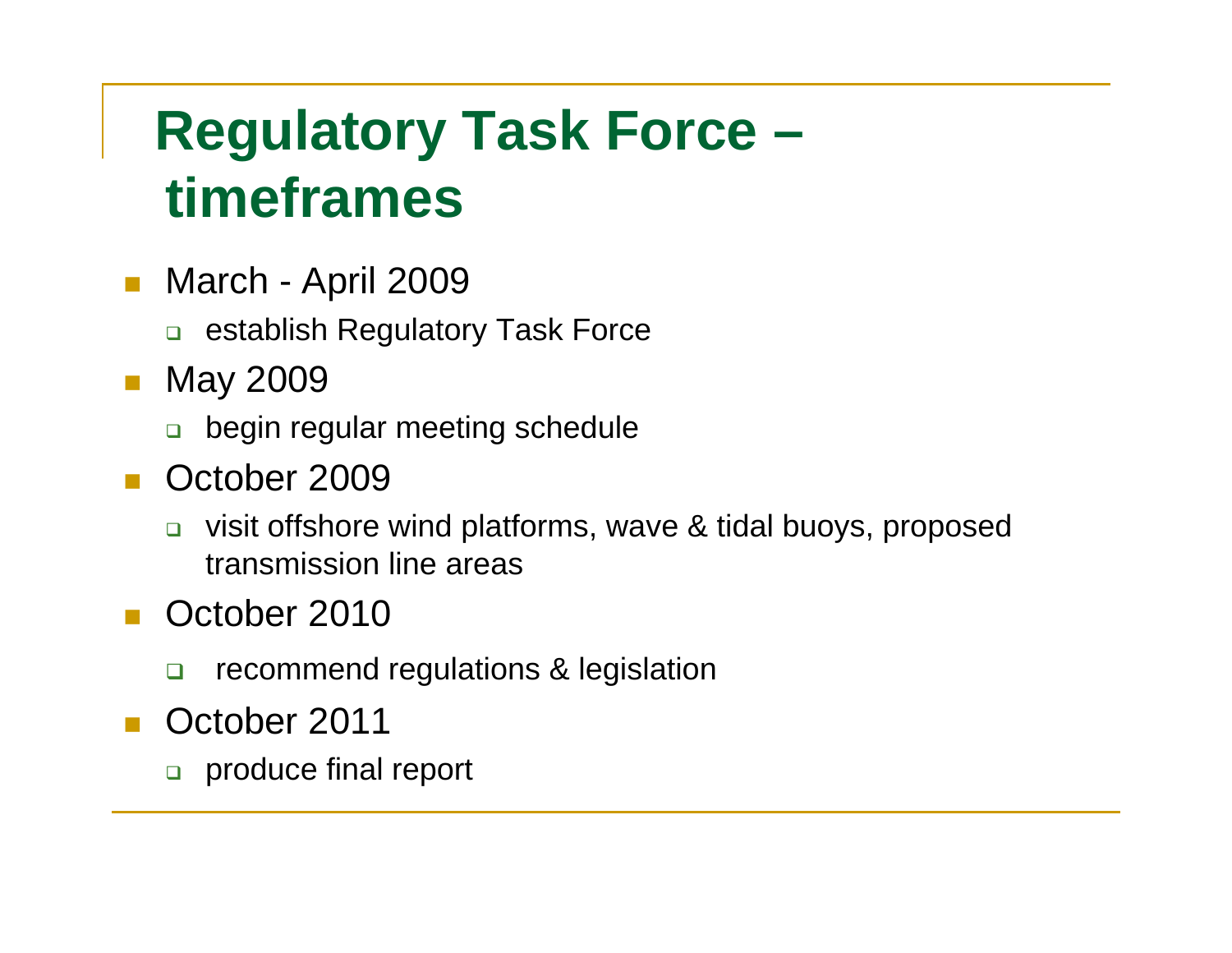# Regulatory Task Force – timeframes

- March - April 2009
  - establish Regulatory Task Force
- May 2009
  - begin regular meeting schedule
- October 2009
  - visit offshore wind platforms, wave & tidal buoys, proposed transmission line areas
- October 2010
  - recommend regulations & legislation
- October 2011
  - produce final report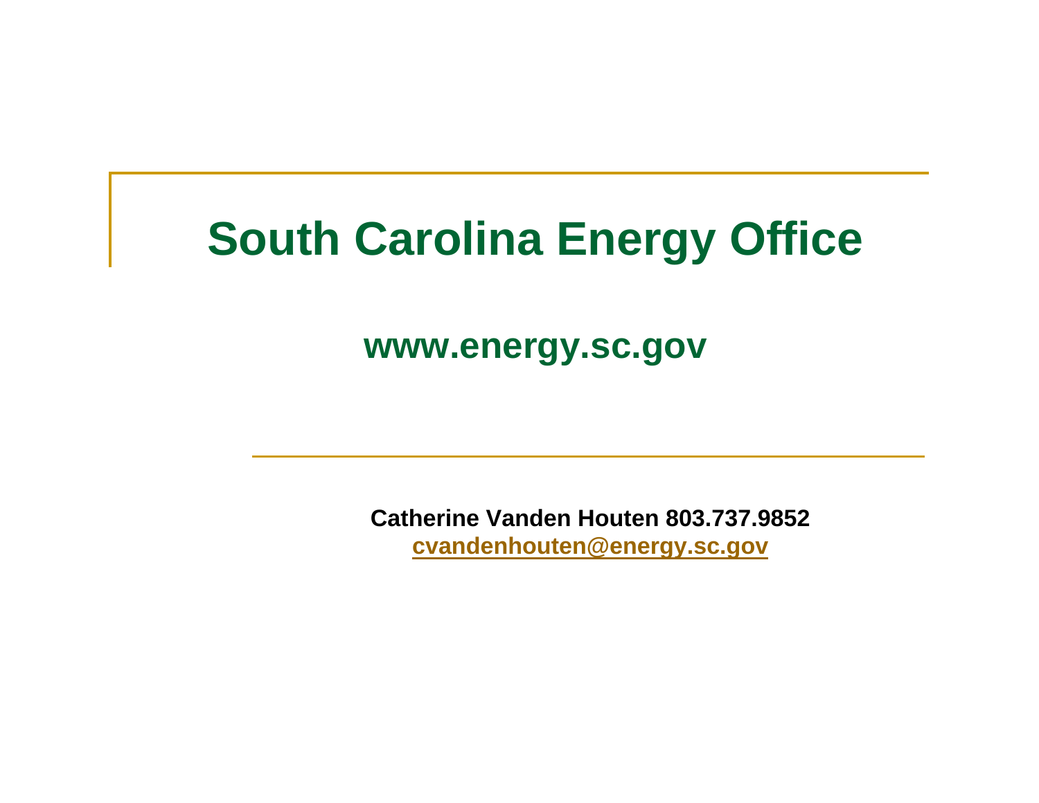# South Carolina Energy Office

**www.energy.sc.gov**

**Catherine Vanden Houten 803.737.9852**
**cvandenhouten@energy.sc.gov**